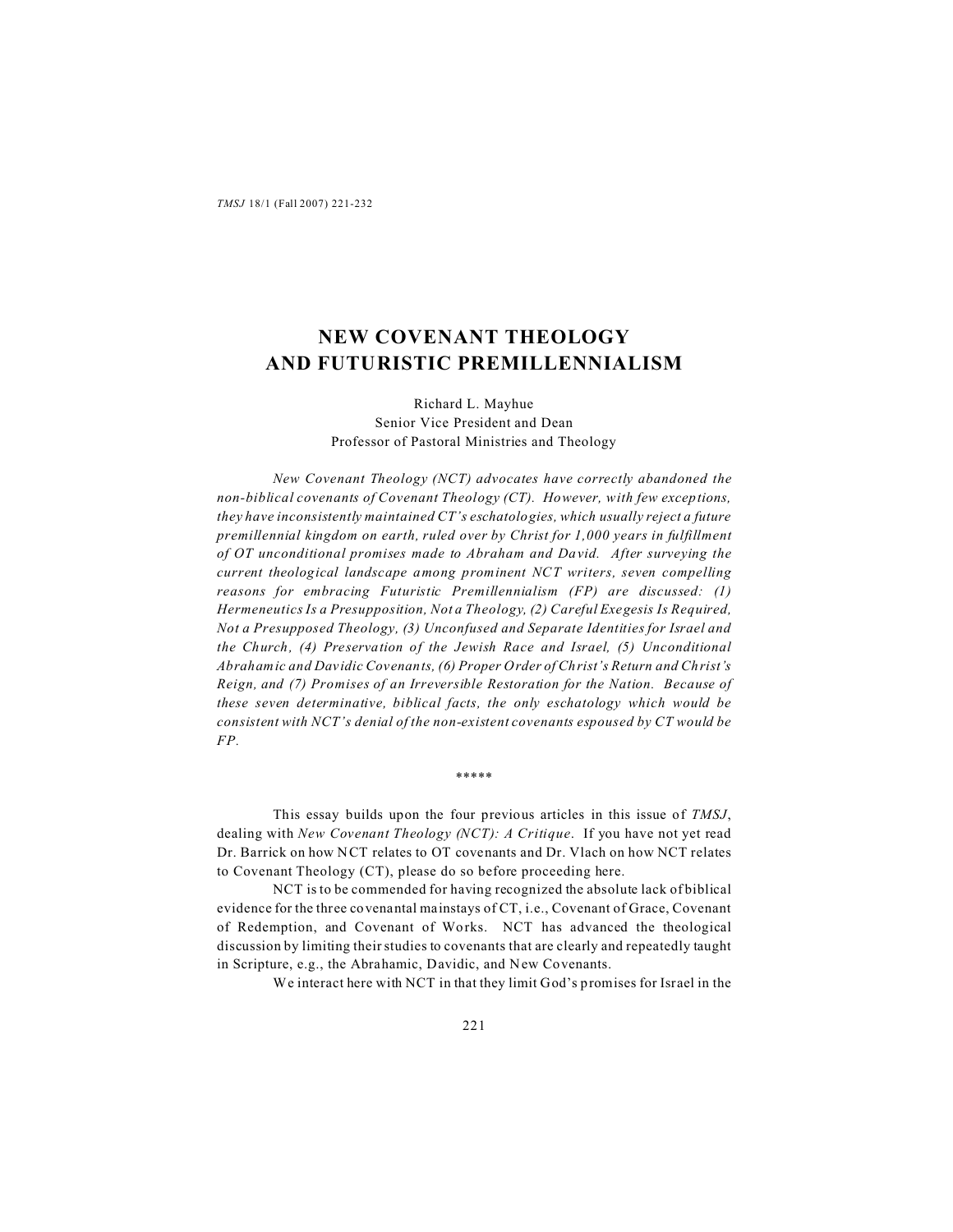# NEW COVENANT THEOLOGY AND FUTURISTIC PREMILLENNIALISM

Richard L. Mayhue
Senior Vice President and Dean
Professor of Pastoral Ministries and Theology

*New Covenant Theology (NCT) advocates have correctly abandoned the non-biblical covenants of Covenant Theology (CT). However, with few exceptions, they have inconsistently maintained CT's eschatologies, which usually reject a future premillennial kingdom on earth, ruled over by Christ for 1,000 years in fulfillment of OT unconditional promises made to Abraham and David. After surveying the current theological landscape among prominent NCT writers, seven compelling reasons for embracing Futuristic Premillennialism (FP) are discussed: (1) Hermeneutics Is a Presupposition, Not a Theology, (2) Careful Exegesis Is Required, Not a Presupposed Theology, (3) Unconfused and Separate Identities for Israel and the Church, (4) Preservation of the Jewish Race and Israel, (5) Unconditional Abrahamic and Davidic Covenants, (6) Proper Order of Christ's Return and Christ's Reign, and (7) Promises of an Irreversible Restoration for the Nation. Because of these seven determinative, biblical facts, the only eschatology which would be consistent with NCT's denial of the non-existent covenants espoused by CT would be FP.*

\*\*\*\*\*

This essay builds upon the four previous articles in this issue of *TMSJ*, dealing with *New Covenant Theology (NCT): A Critique*. If you have not yet read Dr. Barrick on how NCT relates to OT covenants and Dr. Vlach on how NCT relates to Covenant Theology (CT), please do so before proceeding here.

NCT is to be commended for having recognized the absolute lack of biblical evidence for the three covenantal mainstays of CT, i.e., Covenant of Grace, Covenant of Redemption, and Covenant of Works. NCT has advanced the theological discussion by limiting their studies to covenants that are clearly and repeatedly taught in Scripture, e.g., the Abrahamic, Davidic, and New Covenants.

We interact here with NCT in that they limit God's promises for Israel in the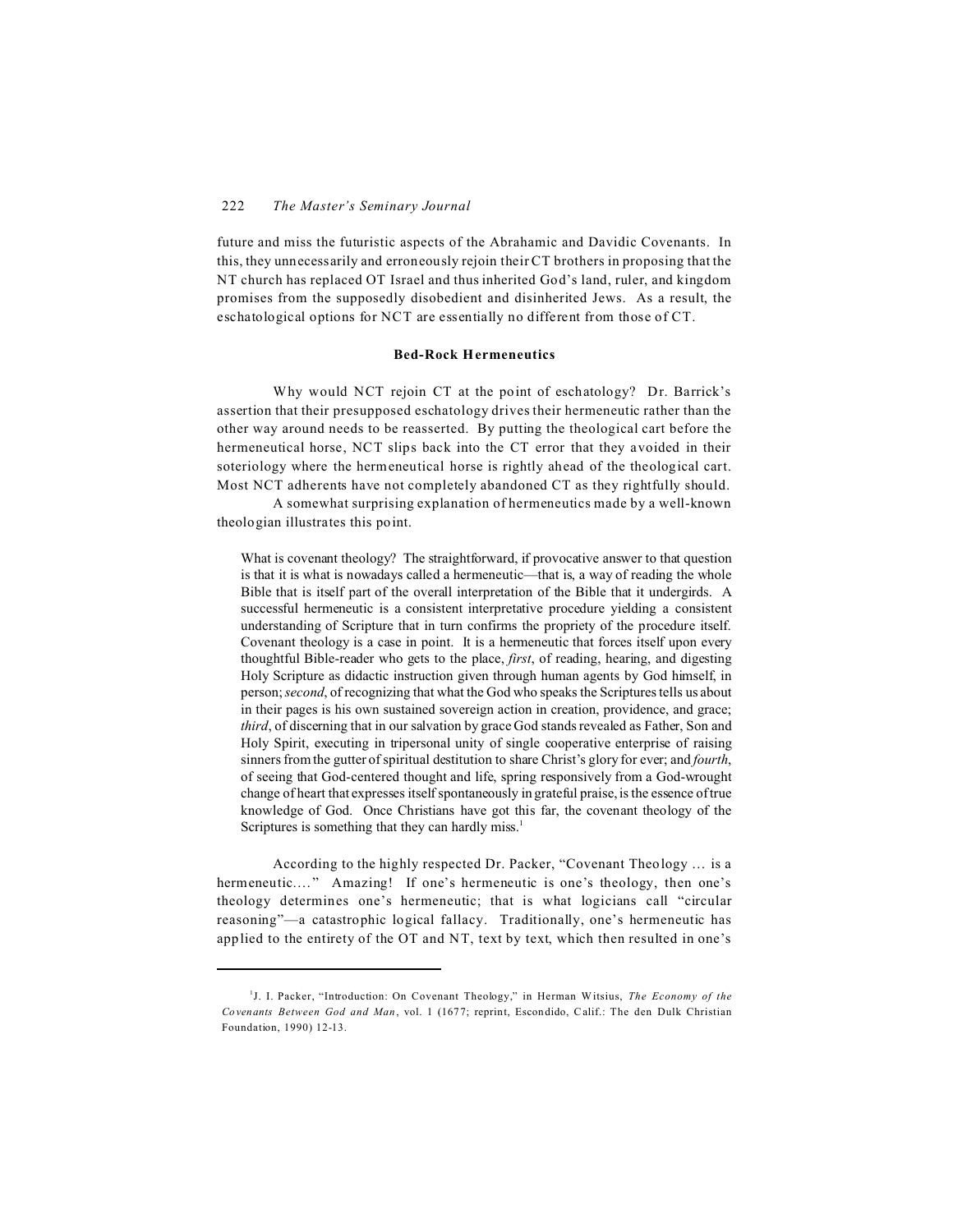future and miss the futuristic aspects of the Abrahamic and Davidic Covenants. In this, they unnecessarily and erroneously rejoin their CT brothers in proposing that the NT church has replaced OT Israel and thus inherited God's land, ruler, and kingdom promises from the supposedly disobedient and disinherited Jews. As a result, the eschatological options for NCT are essentially no different from those of CT.

### Bed-Rock Hermeneutics

Why would NCT rejoin CT at the point of eschatology? Dr. Barrick's assertion that their presupposed eschatology drives their hermeneutic rather than the other way around needs to be reasserted. By putting the theological cart before the hermeneutical horse, NCT slips back into the CT error that they avoided in their soteriology where the hermeneutical horse is rightly ahead of the theological cart. Most NCT adherents have not completely abandoned CT as they rightfully should.

A somewhat surprising explanation of hermeneutics made by a well-known theologian illustrates this point.

> What is covenant theology? The straightforward, if provocative answer to that question is that it is what is nowadays called a hermeneutic—that is, a way of reading the whole Bible that is itself part of the overall interpretation of the Bible that it undergirds. A successful hermeneutic is a consistent interpretative procedure yielding a consistent understanding of Scripture that in turn confirms the propriety of the procedure itself. Covenant theology is a case in point. It is a hermeneutic that forces itself upon every thoughtful Bible-reader who gets to the place, *first*, of reading, hearing, and digesting Holy Scripture as didactic instruction given through human agents by God himself, in person; *second*, of recognizing that what the God who speaks the Scriptures tells us about in their pages is his own sustained sovereign action in creation, providence, and grace; *third*, of discerning that in our salvation by grace God stands revealed as Father, Son and Holy Spirit, executing in tripersonal unity of single cooperative enterprise of raising sinners from the gutter of spiritual destitution to share Christ's glory for ever; and *fourth*, of seeing that God-centered thought and life, spring responsively from a God-wrought change of heart that expresses itself spontaneously in grateful praise, is the essence of true knowledge of God. Once Christians have got this far, the covenant theology of the Scriptures is something that they can hardly miss.[1]

According to the highly respected Dr. Packer, "Covenant Theology … is a hermeneutic…." Amazing! If one's hermeneutic is one's theology, then one's theology determines one's hermeneutic; that is what logicians call "circular reasoning"—a catastrophic logical fallacy. Traditionally, one's hermeneutic has applied to the entirety of the OT and NT, text by text, which then resulted in one's

---

[1] J. I. Packer, "Introduction: On Covenant Theology," in Herman Witsius, *The Economy of the Covenants Between God and Man*, vol. 1 (1677; reprint, Escondido, Calif.: The den Dulk Christian Foundation, 1990) 12-13.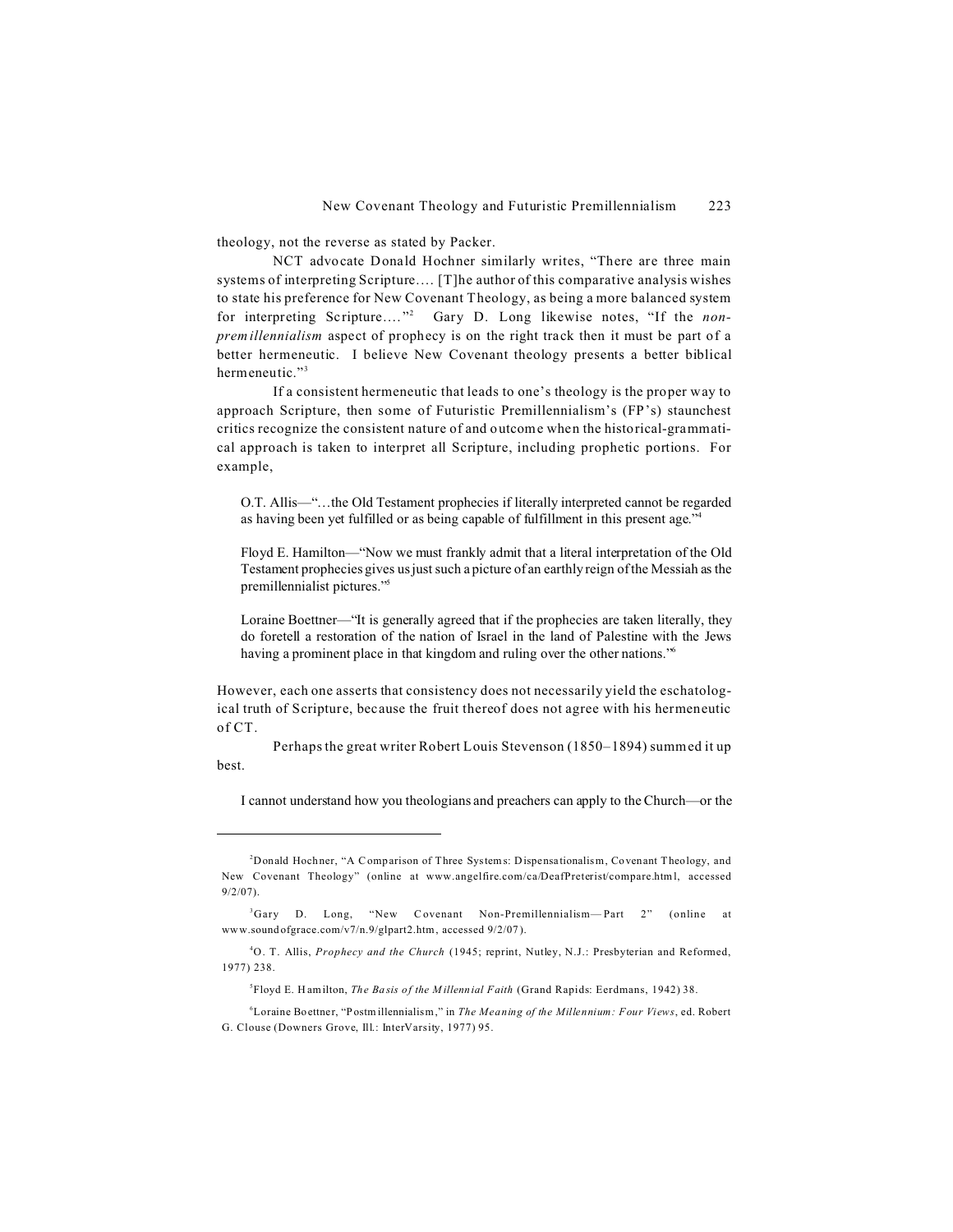theology, not the reverse as stated by Packer.

NCT advocate Donald Hochner similarly writes, "There are three main systems of interpreting Scripture…. [T]he author of this comparative analysis wishes to state his preference for New Covenant Theology, as being a more balanced system for interpreting Scripture…."[2] Gary D. Long likewise notes, "If the *non-premillennialism* aspect of prophecy is on the right track then it must be part of a better hermeneutic. I believe New Covenant theology presents a better biblical hermeneutic."[3]

If a consistent hermeneutic that leads to one's theology is the proper way to approach Scripture, then some of Futuristic Premillennialism's (FP's) staunchest critics recognize the consistent nature of and outcome when the historical-grammatical approach is taken to interpret all Scripture, including prophetic portions. For example,

> O.T. Allis—"…the Old Testament prophecies if literally interpreted cannot be regarded as having been yet fulfilled or as being capable of fulfillment in this present age."[4]
>
> Floyd E. Hamilton—"Now we must frankly admit that a literal interpretation of the Old Testament prophecies gives us just such a picture of an earthly reign of the Messiah as the premillennialist pictures."[5]
>
> Loraine Boettner—"It is generally agreed that if the prophecies are taken literally, they do foretell a restoration of the nation of Israel in the land of Palestine with the Jews having a prominent place in that kingdom and ruling over the other nations."[6]

However, each one asserts that consistency does not necessarily yield the eschatological truth of Scripture, because the fruit thereof does not agree with his hermeneutic of CT.

Perhaps the great writer Robert Louis Stevenson (1850–1894) summed it up best.

> I cannot understand how you theologians and preachers can apply to the Church—or the

---

[2] Donald Hochner, "A Comparison of Three Systems: Dispensationalism, Covenant Theology, and New Covenant Theology" (online at www.angelfire.com/ca/DeafPreterist/compare.html, accessed 9/2/07).

[3] Gary D. Long, "New Covenant Non-Premillennialism—Part 2" (online at www.soundofgrace.com/v7/n.9/glpart2.htm, accessed 9/2/07).

[4] O. T. Allis, *Prophecy and the Church* (1945; reprint, Nutley, N.J.: Presbyterian and Reformed, 1977) 238.

[5] Floyd E. Hamilton, *The Basis of the Millennial Faith* (Grand Rapids: Eerdmans, 1942) 38.

[6] Loraine Boettner, "Postmillennialism," in *The Meaning of the Millennium: Four Views*, ed. Robert G. Clouse (Downers Grove, Ill.: InterVarsity, 1977) 95.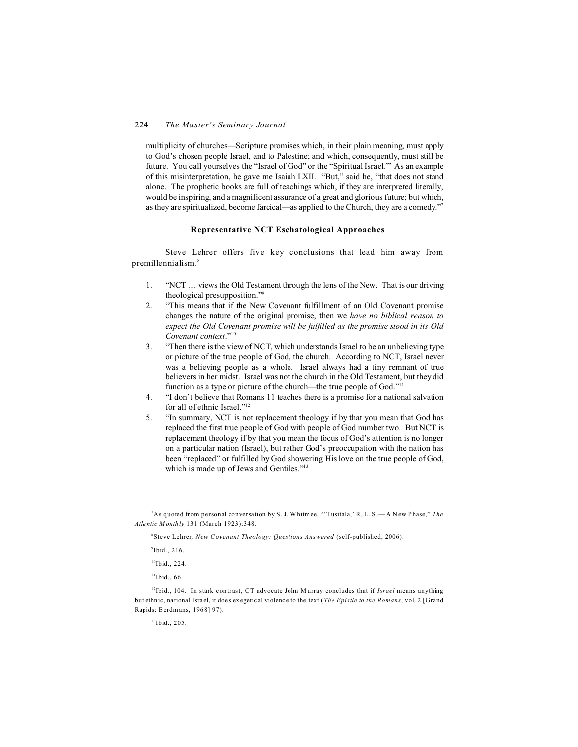multiplicity of churches—Scripture promises which, in their plain meaning, must apply to God's chosen people Israel, and to Palestine; and which, consequently, must still be future. You call yourselves the "Israel of God" or the "Spiritual Israel."' As an example of this misinterpretation, he gave me Isaiah LXII. "But," said he, "that does not stand alone. The prophetic books are full of teachings which, if they are interpreted literally, would be inspiring, and a magnificent assurance of a great and glorious future; but which, as they are spiritualized, become farcical—as applied to the Church, they are a comedy."[7]

### Representative NCT Eschatological Approaches

Steve Lehrer offers five key conclusions that lead him away from premillennialism.[8]

1. "NCT … views the Old Testament through the lens of the New. That is our driving theological presupposition."[9]
2. "This means that if the New Covenant fulfillment of an Old Covenant promise changes the nature of the original promise, then we *have no biblical reason to expect the Old Covenant promise will be fulfilled as the promise stood in its Old Covenant context*."[10]
3. "Then there is the view of NCT, which understands Israel to be an unbelieving type or picture of the true people of God, the church. According to NCT, Israel never was a believing people as a whole. Israel always had a tiny remnant of true believers in her midst. Israel was not the church in the Old Testament, but they did function as a type or picture of the church—the true people of God."[11]
4. "I don't believe that Romans 11 teaches there is a promise for a national salvation for all of ethnic Israel."[12]
5. "In summary, NCT is not replacement theology if by that you mean that God has replaced the first true people of God with people of God number two. But NCT is replacement theology if by that you mean the focus of God's attention is no longer on a particular nation (Israel), but rather God's preoccupation with the nation has been "replaced" or fulfilled by God showering His love on the true people of God, which is made up of Jews and Gentiles."[13]

---

[7]As quoted from personal conversation by S. J. Whitmee, "'Tusitala,' R. L. S.—A New Phase," *The Atlantic Monthly* 131 (March 1923):348.

[8]Steve Lehrer, *New Covenant Theology: Questions Answered* (self-published, 2006).

[9]Ibid., 216.

[10]Ibid., 224.

[11]Ibid., 66.

[12]Ibid., 104. In stark contrast, CT advocate John Murray concludes that if *Israel* means anything but ethnic, national Israel, it does exegetical violence to the text (*The Epistle to the Romans*, vol. 2 [Grand Rapids: Eerdmans, 1968] 97).

[13]Ibid., 205.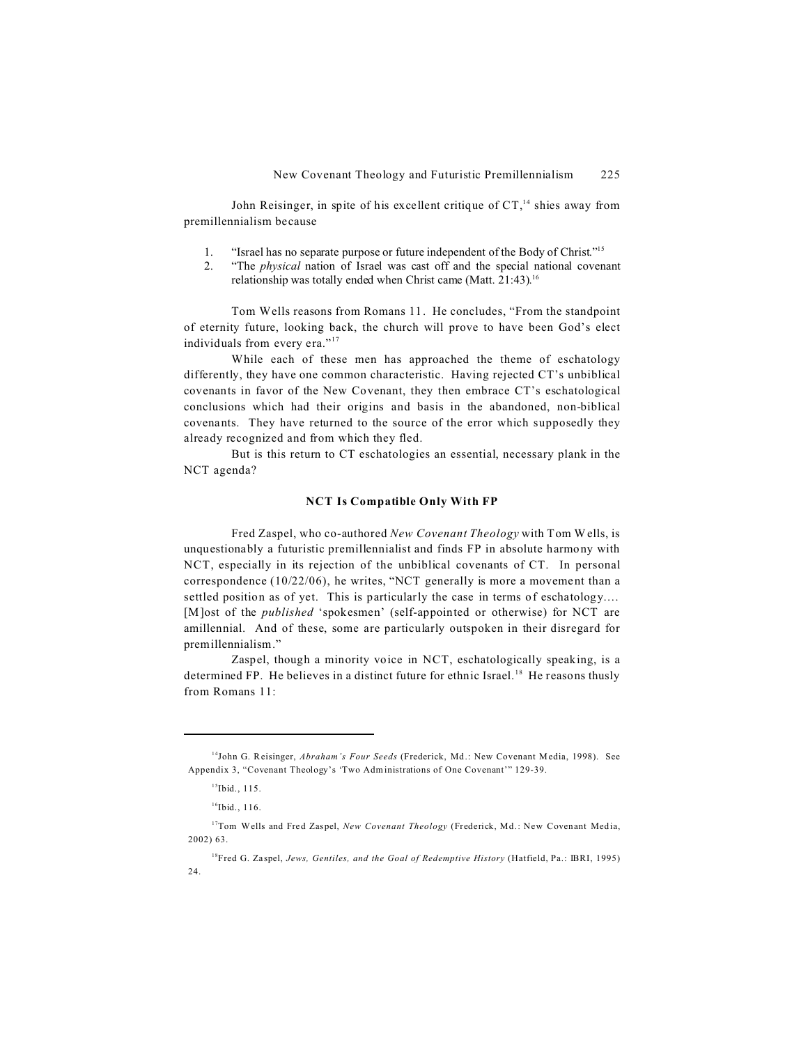John Reisinger, in spite of his excellent critique of CT,[14] shies away from premillennialism because

1. "Israel has no separate purpose or future independent of the Body of Christ."[15]
2. "The *physical* nation of Israel was cast off and the special national covenant relationship was totally ended when Christ came (Matt. 21:43).[16]

Tom Wells reasons from Romans 11. He concludes, "From the standpoint of eternity future, looking back, the church will prove to have been God's elect individuals from every era."[17]

While each of these men has approached the theme of eschatology differently, they have one common characteristic. Having rejected CT's unbiblical covenants in favor of the New Covenant, they then embrace CT's eschatological conclusions which had their origins and basis in the abandoned, non-biblical covenants. They have returned to the source of the error which supposedly they already recognized and from which they fled.

But is this return to CT eschatologies an essential, necessary plank in the NCT agenda?

**NCT Is Compatible Only With FP**

Fred Zaspel, who co-authored *New Covenant Theology* with Tom Wells, is unquestionably a futuristic premillennialist and finds FP in absolute harmony with NCT, especially in its rejection of the unbiblical covenants of CT. In personal correspondence (10/22/06), he writes, "NCT generally is more a movement than a settled position as of yet. This is particularly the case in terms of eschatology.... [M]ost of the *published* 'spokesmen' (self-appointed or otherwise) for NCT are amillennial. And of these, some are particularly outspoken in their disregard for premillennialism."

Zaspel, though a minority voice in NCT, eschatologically speaking, is a determined FP. He believes in a distinct future for ethnic Israel.[18] He reasons thusly from Romans 11:

---

[14]John G. Reisinger, *Abraham's Four Seeds* (Frederick, Md.: New Covenant Media, 1998). See Appendix 3, "Covenant Theology's 'Two Administrations of One Covenant'" 129-39.

[15]Ibid., 115.

[16]Ibid., 116.

[17]Tom Wells and Fred Zaspel, *New Covenant Theology* (Frederick, Md.: New Covenant Media, 2002) 63.

[18]Fred G. Zaspel, *Jews, Gentiles, and the Goal of Redemptive History* (Hatfield, Pa.: IBRI, 1995) 24.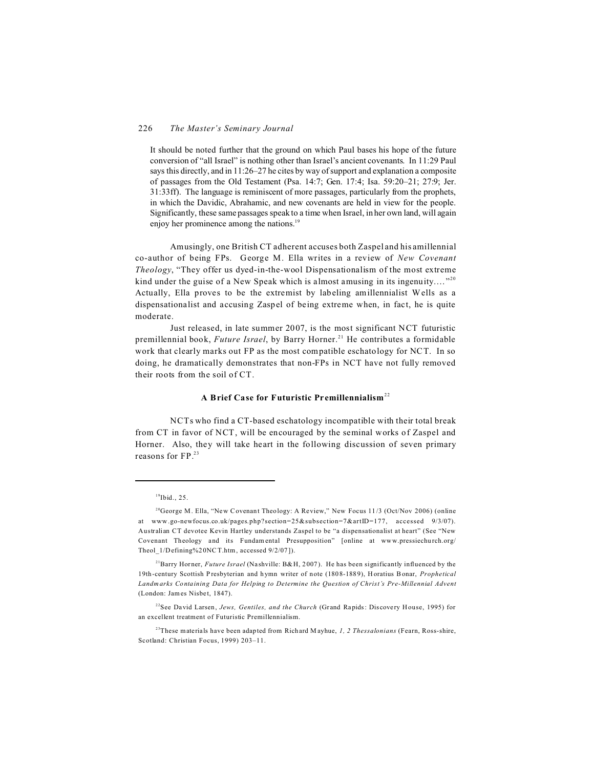> It should be noted further that the ground on which Paul bases his hope of the future conversion of "all Israel" is nothing other than Israel's ancient covenants. In 11:29 Paul says this directly, and in 11:26–27 he cites by way of support and explanation a composite of passages from the Old Testament (Psa. 14:7; Gen. 17:4; Isa. 59:20–21; 27:9; Jer. 31:33ff). The language is reminiscent of more passages, particularly from the prophets, in which the Davidic, Abrahamic, and new covenants are held in view for the people. Significantly, these same passages speak to a time when Israel, in her own land, will again enjoy her prominence among the nations.[19]

Amusingly, one British CT adherent accuses both Zaspel and his amillennial co-author of being FPs. George M. Ella writes in a review of *New Covenant Theology*, "They offer us dyed-in-the-wool Dispensationalism of the most extreme kind under the guise of a New Speak which is almost amusing in its ingenuity...."[20] Actually, Ella proves to be the extremist by labeling amillennialist Wells as a dispensationalist and accusing Zaspel of being extreme when, in fact, he is quite moderate.

Just released, in late summer 2007, is the most significant NCT futuristic premillennial book, *Future Israel*, by Barry Horner.[21] He contributes a formidable work that clearly marks out FP as the most compatible eschatology for NCT. In so doing, he dramatically demonstrates that non-FPs in NCT have not fully removed their roots from the soil of CT.

## A Brief Case for Futuristic Premillennialism[22]

NCTs who find a CT-based eschatology incompatible with their total break from CT in favor of NCT, will be encouraged by the seminal works of Zaspel and Horner. Also, they will take heart in the following discussion of seven primary reasons for FP.[23]

---

[19] Ibid., 25.

[20] George M. Ella, "New Covenant Theology: A Review," New Focus 11/3 (Oct/Nov 2006) (online at www.go-newfocus.co.uk/pages.php?section=25&subsection=7&artID=177, accessed 9/3/07). Australian CT devotee Kevin Hartley understands Zaspel to be "a dispensationalist at heart" (See "New Covenant Theology and its Fundamental Presupposition" [online at www.pressiechurch.org/Theol_1/Defining%20NCT.htm, accessed 9/2/07]).

[21] Barry Horner, *Future Israel* (Nashville: B&H, 2007). He has been significantly influenced by the 19th-century Scottish Presbyterian and hymn writer of note (1808-1889), Horatius Bonar, *Prophetical Landmarks Containing Data for Helping to Determine the Question of Christ's Pre-Millennial Advent* (London: James Nisbet, 1847).

[22] See David Larsen, *Jews, Gentiles, and the Church* (Grand Rapids: Discovery House, 1995) for an excellent treatment of Futuristic Premillennialism.

[23] These materials have been adapted from Richard Mayhue, *1, 2 Thessalonians* (Fearn, Ross-shire, Scotland: Christian Focus, 1999) 203–11.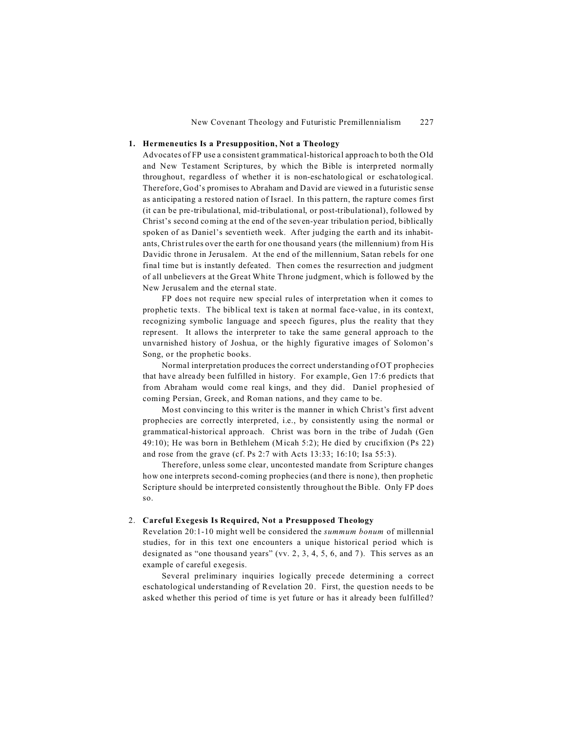**1. Hermeneutics Is a Presupposition, Not a Theology**

Advocates of FP use a consistent grammatical-historical approach to both the Old and New Testament Scriptures, by which the Bible is interpreted normally throughout, regardless of whether it is non-eschatological or eschatological. Therefore, God's promises to Abraham and David are viewed in a futuristic sense as anticipating a restored nation of Israel. In this pattern, the rapture comes first (it can be pre-tribulational, mid-tribulational, or post-tribulational), followed by Christ's second coming at the end of the seven-year tribulation period, biblically spoken of as Daniel's seventieth week. After judging the earth and its inhabitants, Christ rules over the earth for one thousand years (the millennium) from His Davidic throne in Jerusalem. At the end of the millennium, Satan rebels for one final time but is instantly defeated. Then comes the resurrection and judgment of all unbelievers at the Great White Throne judgment, which is followed by the New Jerusalem and the eternal state.

FP does not require new special rules of interpretation when it comes to prophetic texts. The biblical text is taken at normal face-value, in its context, recognizing symbolic language and speech figures, plus the reality that they represent. It allows the interpreter to take the same general approach to the unvarnished history of Joshua, or the highly figurative images of Solomon's Song, or the prophetic books.

Normal interpretation produces the correct understanding of OT prophecies that have already been fulfilled in history. For example, Gen 17:6 predicts that from Abraham would come real kings, and they did. Daniel prophesied of coming Persian, Greek, and Roman nations, and they came to be.

Most convincing to this writer is the manner in which Christ's first advent prophecies are correctly interpreted, i.e., by consistently using the normal or grammatical-historical approach. Christ was born in the tribe of Judah (Gen 49:10); He was born in Bethlehem (Micah 5:2); He died by crucifixion (Ps 22) and rose from the grave (cf. Ps 2:7 with Acts 13:33; 16:10; Isa 55:3).

Therefore, unless some clear, uncontested mandate from Scripture changes how one interprets second-coming prophecies (and there is none), then prophetic Scripture should be interpreted consistently throughout the Bible. Only FP does so.

**2. Careful Exegesis Is Required, Not a Presupposed Theology**

Revelation 20:1-10 might well be considered the *summum bonum* of millennial studies, for in this text one encounters a unique historical period which is designated as "one thousand years" (vv. 2, 3, 4, 5, 6, and 7). This serves as an example of careful exegesis.

Several preliminary inquiries logically precede determining a correct eschatological understanding of Revelation 20. First, the question needs to be asked whether this period of time is yet future or has it already been fulfilled?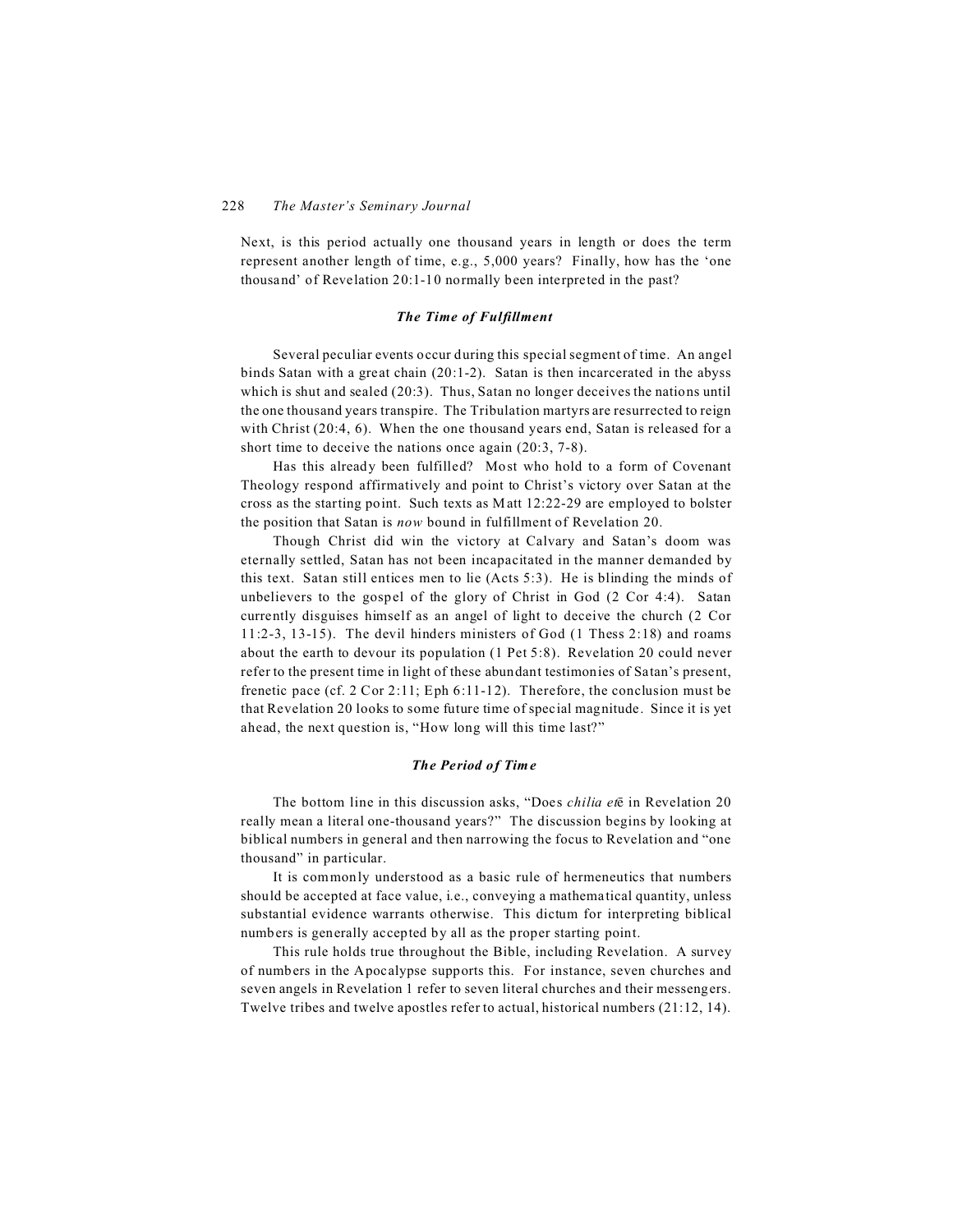Next, is this period actually one thousand years in length or does the term represent another length of time, e.g., 5,000 years? Finally, how has the 'one thousand' of Revelation 20:1-10 normally been interpreted in the past?

### *The Time of Fulfillment*

Several peculiar events occur during this special segment of time. An angel binds Satan with a great chain (20:1-2). Satan is then incarcerated in the abyss which is shut and sealed (20:3). Thus, Satan no longer deceives the nations until the one thousand years transpire. The Tribulation martyrs are resurrected to reign with Christ (20:4, 6). When the one thousand years end, Satan is released for a short time to deceive the nations once again (20:3, 7-8).

Has this already been fulfilled? Most who hold to a form of Covenant Theology respond affirmatively and point to Christ's victory over Satan at the cross as the starting point. Such texts as Matt 12:22-29 are employed to bolster the position that Satan is *now* bound in fulfillment of Revelation 20.

Though Christ did win the victory at Calvary and Satan's doom was eternally settled, Satan has not been incapacitated in the manner demanded by this text. Satan still entices men to lie (Acts 5:3). He is blinding the minds of unbelievers to the gospel of the glory of Christ in God (2 Cor 4:4). Satan currently disguises himself as an angel of light to deceive the church (2 Cor 11:2-3, 13-15). The devil hinders ministers of God (1 Thess 2:18) and roams about the earth to devour its population (1 Pet 5:8). Revelation 20 could never refer to the present time in light of these abundant testimonies of Satan's present, frenetic pace (cf. 2 Cor 2:11; Eph 6:11-12). Therefore, the conclusion must be that Revelation 20 looks to some future time of special magnitude. Since it is yet ahead, the next question is, "How long will this time last?"

### *The Period of Time*

The bottom line in this discussion asks, "Does *chilia etē* in Revelation 20 really mean a literal one-thousand years?" The discussion begins by looking at biblical numbers in general and then narrowing the focus to Revelation and "one thousand" in particular.

It is commonly understood as a basic rule of hermeneutics that numbers should be accepted at face value, i.e., conveying a mathematical quantity, unless substantial evidence warrants otherwise. This dictum for interpreting biblical numbers is generally accepted by all as the proper starting point.

This rule holds true throughout the Bible, including Revelation. A survey of numbers in the Apocalypse supports this. For instance, seven churches and seven angels in Revelation 1 refer to seven literal churches and their messengers. Twelve tribes and twelve apostles refer to actual, historical numbers (21:12, 14).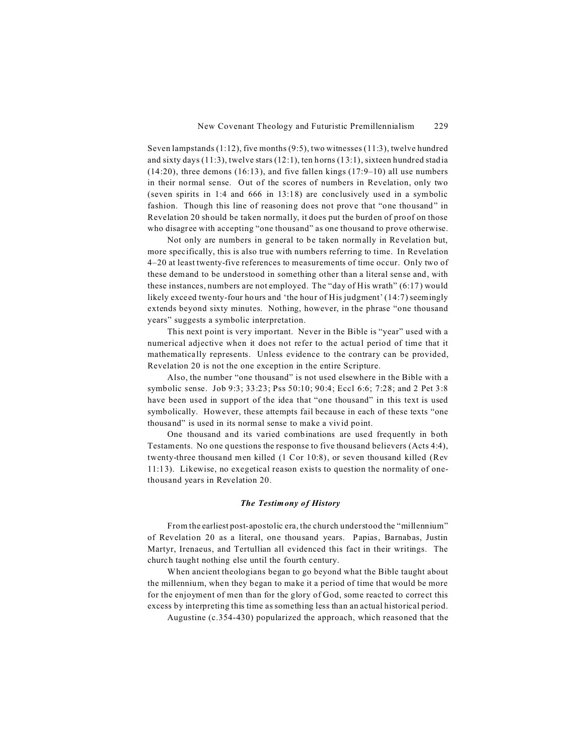Seven lampstands (1:12), five months (9:5), two witnesses (11:3), twelve hundred and sixty days (11:3), twelve stars (12:1), ten horns (13:1), sixteen hundred stadia (14:20), three demons (16:13), and five fallen kings (17:9–10) all use numbers in their normal sense. Out of the scores of numbers in Revelation, only two (seven spirits in 1:4 and 666 in 13:18) are conclusively used in a symbolic fashion. Though this line of reasoning does not prove that "one thousand" in Revelation 20 should be taken normally, it does put the burden of proof on those who disagree with accepting "one thousand" as one thousand to prove otherwise.

Not only are numbers in general to be taken normally in Revelation but, more specifically, this is also true with numbers referring to time. In Revelation 4–20 at least twenty-five references to measurements of time occur. Only two of these demand to be understood in something other than a literal sense and, with these instances, numbers are not employed. The "day of His wrath" (6:17) would likely exceed twenty-four hours and 'the hour of His judgment' (14:7) seemingly extends beyond sixty minutes. Nothing, however, in the phrase "one thousand years" suggests a symbolic interpretation.

This next point is very important. Never in the Bible is "year" used with a numerical adjective when it does not refer to the actual period of time that it mathematically represents. Unless evidence to the contrary can be provided, Revelation 20 is not the one exception in the entire Scripture.

Also, the number "one thousand" is not used elsewhere in the Bible with a symbolic sense. Job 9:3; 33:23; Pss 50:10; 90:4; Eccl 6:6; 7:28; and 2 Pet 3:8 have been used in support of the idea that "one thousand" in this text is used symbolically. However, these attempts fail because in each of these texts "one thousand" is used in its normal sense to make a vivid point.

One thousand and its varied combinations are used frequently in both Testaments. No one questions the response to five thousand believers (Acts 4:4), twenty-three thousand men killed (1 Cor 10:8), or seven thousand killed (Rev 11:13). Likewise, no exegetical reason exists to question the normality of one-thousand years in Revelation 20.

### *The Testimony of History*

From the earliest post-apostolic era, the church understood the "millennium" of Revelation 20 as a literal, one thousand years. Papias, Barnabas, Justin Martyr, Irenaeus, and Tertullian all evidenced this fact in their writings. The church taught nothing else until the fourth century.

When ancient theologians began to go beyond what the Bible taught about the millennium, when they began to make it a period of time that would be more for the enjoyment of men than for the glory of God, some reacted to correct this excess by interpreting this time as something less than an actual historical period.

Augustine (c.354-430) popularized the approach, which reasoned that the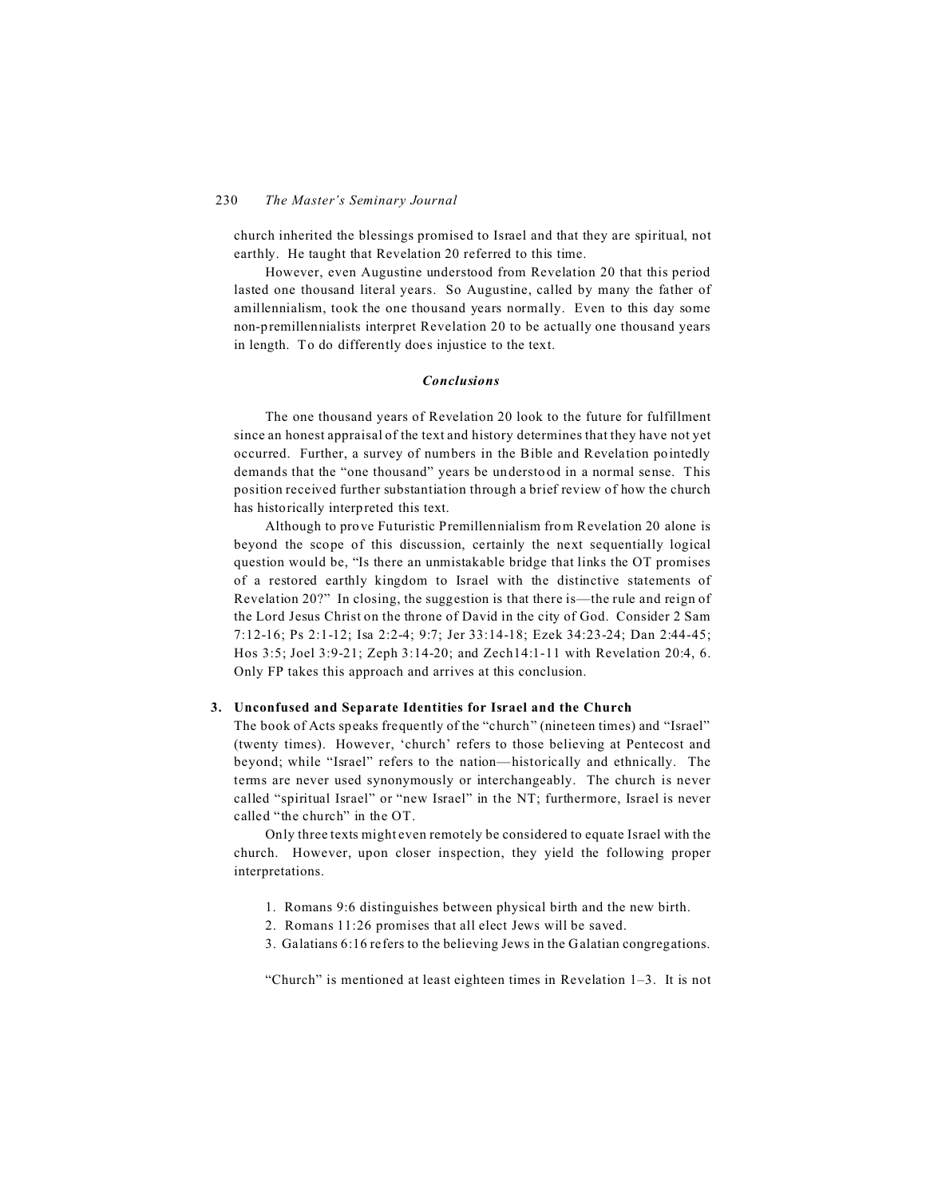church inherited the blessings promised to Israel and that they are spiritual, not earthly. He taught that Revelation 20 referred to this time.

However, even Augustine understood from Revelation 20 that this period lasted one thousand literal years. So Augustine, called by many the father of amillennialism, took the one thousand years normally. Even to this day some non-premillennialists interpret Revelation 20 to be actually one thousand years in length. To do differently does injustice to the text.

### *Conclusions*

The one thousand years of Revelation 20 look to the future for fulfillment since an honest appraisal of the text and history determines that they have not yet occurred. Further, a survey of numbers in the Bible and Revelation pointedly demands that the "one thousand" years be understood in a normal sense. This position received further substantiation through a brief review of how the church has historically interpreted this text.

Although to prove Futuristic Premillennialism from Revelation 20 alone is beyond the scope of this discussion, certainly the next sequentially logical question would be, "Is there an unmistakable bridge that links the OT promises of a restored earthly kingdom to Israel with the distinctive statements of Revelation 20?" In closing, the suggestion is that there is—the rule and reign of the Lord Jesus Christ on the throne of David in the city of God. Consider 2 Sam 7:12-16; Ps 2:1-12; Isa 2:2-4; 9:7; Jer 33:14-18; Ezek 34:23-24; Dan 2:44-45; Hos 3:5; Joel 3:9-21; Zeph 3:14-20; and Zech14:1-11 with Revelation 20:4, 6. Only FP takes this approach and arrives at this conclusion.

## 3. Unconfused and Separate Identities for Israel and the Church

The book of Acts speaks frequently of the "church" (nineteen times) and "Israel" (twenty times). However, 'church' refers to those believing at Pentecost and beyond; while "Israel" refers to the nation—historically and ethnically. The terms are never used synonymously or interchangeably. The church is never called "spiritual Israel" or "new Israel" in the NT; furthermore, Israel is never called "the church" in the OT.

Only three texts might even remotely be considered to equate Israel with the church. However, upon closer inspection, they yield the following proper interpretations.

1. Romans 9:6 distinguishes between physical birth and the new birth.
2. Romans 11:26 promises that all elect Jews will be saved.
3. Galatians 6:16 refers to the believing Jews in the Galatian congregations.

"Church" is mentioned at least eighteen times in Revelation 1–3. It is not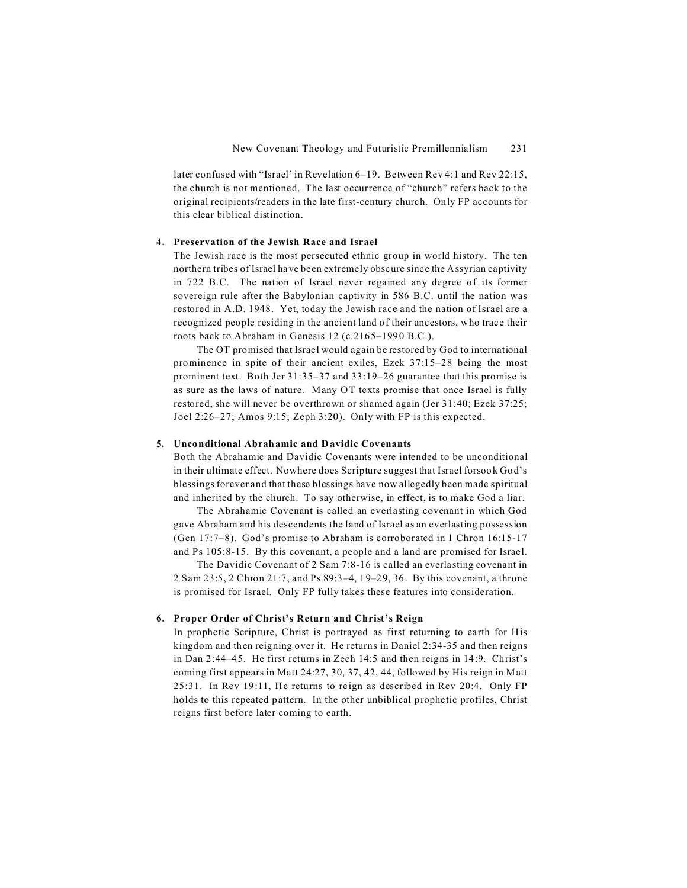later confused with "Israel' in Revelation 6–19. Between Rev 4:1 and Rev 22:15, the church is not mentioned. The last occurrence of "church" refers back to the original recipients/readers in the late first-century church. Only FP accounts for this clear biblical distinction.

**4. Preservation of the Jewish Race and Israel**

The Jewish race is the most persecuted ethnic group in world history. The ten northern tribes of Israel have been extremely obscure since the Assyrian captivity in 722 B.C. The nation of Israel never regained any degree of its former sovereign rule after the Babylonian captivity in 586 B.C. until the nation was restored in A.D. 1948. Yet, today the Jewish race and the nation of Israel are a recognized people residing in the ancient land of their ancestors, who trace their roots back to Abraham in Genesis 12 (c.2165–1990 B.C.).

The OT promised that Israel would again be restored by God to international prominence in spite of their ancient exiles, Ezek 37:15–28 being the most prominent text. Both Jer 31:35–37 and 33:19–26 guarantee that this promise is as sure as the laws of nature. Many OT texts promise that once Israel is fully restored, she will never be overthrown or shamed again (Jer 31:40; Ezek 37:25; Joel 2:26–27; Amos 9:15; Zeph 3:20). Only with FP is this expected.

**5. Unconditional Abrahamic and Davidic Covenants**

Both the Abrahamic and Davidic Covenants were intended to be unconditional in their ultimate effect. Nowhere does Scripture suggest that Israel forsook God's blessings forever and that these blessings have now allegedly been made spiritual and inherited by the church. To say otherwise, in effect, is to make God a liar.

The Abrahamic Covenant is called an everlasting covenant in which God gave Abraham and his descendents the land of Israel as an everlasting possession (Gen 17:7–8). God's promise to Abraham is corroborated in 1 Chron 16:15-17 and Ps 105:8-15. By this covenant, a people and a land are promised for Israel.

The Davidic Covenant of 2 Sam 7:8-16 is called an everlasting covenant in 2 Sam 23:5, 2 Chron 21:7, and Ps 89:3–4, 19–29, 36. By this covenant, a throne is promised for Israel. Only FP fully takes these features into consideration.

**6. Proper Order of Christ's Return and Christ's Reign**

In prophetic Scripture, Christ is portrayed as first returning to earth for His kingdom and then reigning over it. He returns in Daniel 2:34-35 and then reigns in Dan 2:44–45. He first returns in Zech 14:5 and then reigns in 14:9. Christ's coming first appears in Matt 24:27, 30, 37, 42, 44, followed by His reign in Matt 25:31. In Rev 19:11, He returns to reign as described in Rev 20:4. Only FP holds to this repeated pattern. In the other unbiblical prophetic profiles, Christ reigns first before later coming to earth.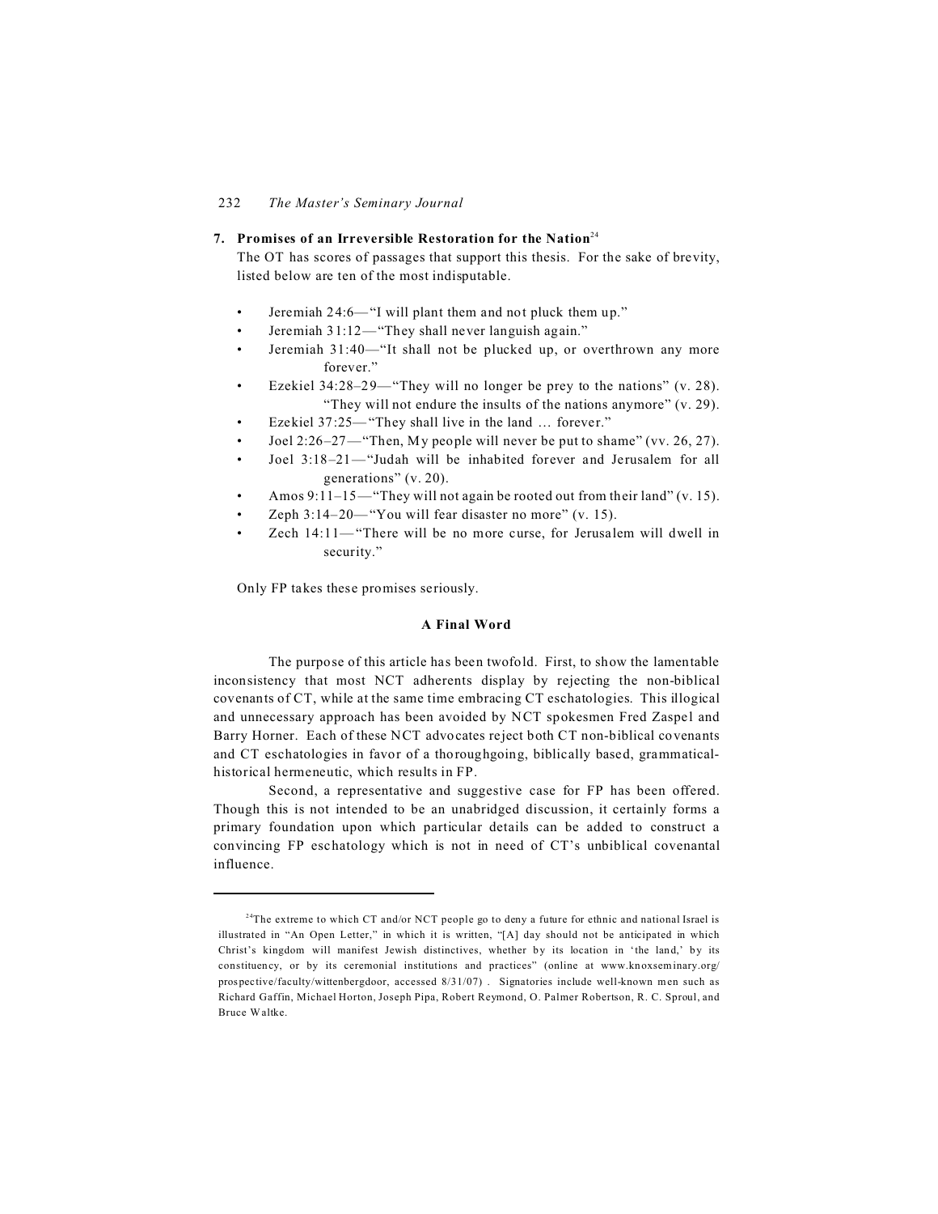**7. Promises of an Irreversible Restoration for the Nation**[24]

The OT has scores of passages that support this thesis. For the sake of brevity, listed below are ten of the most indisputable.

- Jeremiah 24:6—"I will plant them and not pluck them up."
- Jeremiah 31:12—"They shall never languish again."
- Jeremiah 31:40—"It shall not be plucked up, or overthrown any more forever."
- Ezekiel 34:28–29—"They will no longer be prey to the nations" (v. 28). "They will not endure the insults of the nations anymore" (v. 29).
- Ezekiel 37:25—"They shall live in the land … forever."
- Joel 2:26–27—"Then, My people will never be put to shame" (vv. 26, 27).
- Joel 3:18–21—"Judah will be inhabited forever and Jerusalem for all generations" (v. 20).
- Amos 9:11–15—"They will not again be rooted out from their land" (v. 15).
- Zeph 3:14–20—"You will fear disaster no more" (v. 15).
- Zech 14:11—"There will be no more curse, for Jerusalem will dwell in security."

Only FP takes these promises seriously.

### A Final Word

The purpose of this article has been twofold. First, to show the lamentable inconsistency that most NCT adherents display by rejecting the non-biblical covenants of CT, while at the same time embracing CT eschatologies. This illogical and unnecessary approach has been avoided by NCT spokesmen Fred Zaspel and Barry Horner. Each of these NCT advocates reject both CT non-biblical covenants and CT eschatologies in favor of a thoroughgoing, biblically based, grammatical-historical hermeneutic, which results in FP.

Second, a representative and suggestive case for FP has been offered. Though this is not intended to be an unabridged discussion, it certainly forms a primary foundation upon which particular details can be added to construct a convincing FP eschatology which is not in need of CT's unbiblical covenantal influence.

---

[24]The extreme to which CT and/or NCT people go to deny a future for ethnic and national Israel is illustrated in "An Open Letter," in which it is written, "[A] day should not be anticipated in which Christ's kingdom will manifest Jewish distinctives, whether by its location in 'the land,' by its constituency, or by its ceremonial institutions and practices" (online at www.knoxseminary.org/prospective/faculty/wittenbergdoor, accessed 8/31/07) . Signatories include well-known men such as Richard Gaffin, Michael Horton, Joseph Pipa, Robert Reymond, O. Palmer Robertson, R. C. Sproul, and Bruce Waltke.